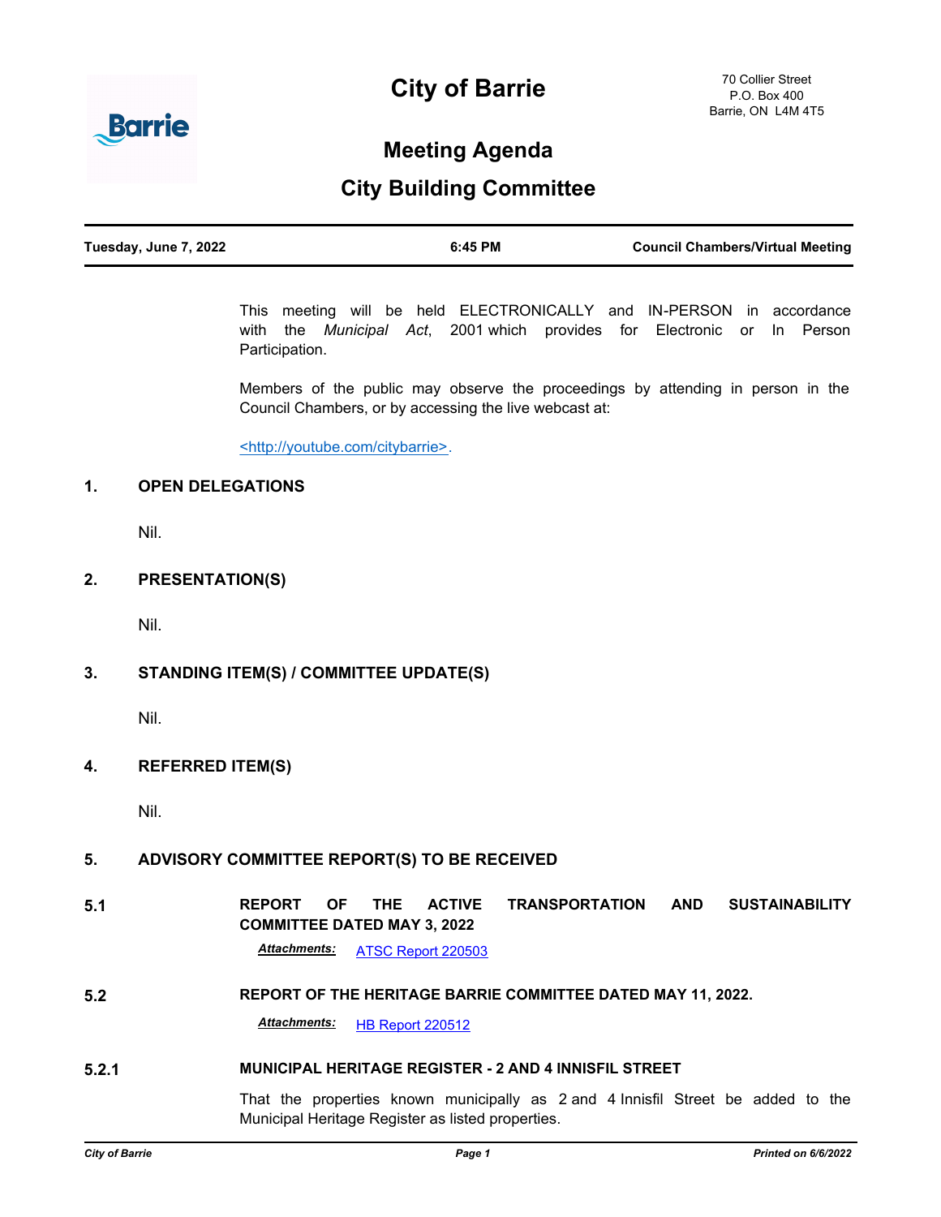# City of Barrie

70 Collier Street
P.O. Box 400
Barrie, ON L4M 4T5

## Meeting Agenda

## City Building Committee

| Tuesday, June 7, 2022 | 6:45 PM | Council Chambers/Virtual Meeting |
|---|---|---|

This meeting will be held ELECTRONICALLY and IN-PERSON in accordance with the *Municipal Act*, 2001 which provides for Electronic or In Person Participation.

Members of the public may observe the proceedings by attending in person in the Council Chambers, or by accessing the live webcast at:

<http://youtube.com/citybarrie>.

### 1. OPEN DELEGATIONS

Nil.

### 2. PRESENTATION(S)

Nil.

### 3. STANDING ITEM(S) / COMMITTEE UPDATE(S)

Nil.

### 4. REFERRED ITEM(S)

Nil.

### 5. ADVISORY COMMITTEE REPORT(S) TO BE RECEIVED

**5.1 REPORT OF THE ACTIVE TRANSPORTATION AND SUSTAINABILITY COMMITTEE DATED MAY 3, 2022**

***Attachments:*** ATSC Report 220503

**5.2 REPORT OF THE HERITAGE BARRIE COMMITTEE DATED MAY 11, 2022.**

***Attachments:*** HB Report 220512

**5.2.1 MUNICIPAL HERITAGE REGISTER - 2 AND 4 INNISFIL STREET**

That the properties known municipally as 2 and 4 Innisfil Street be added to the Municipal Heritage Register as listed properties.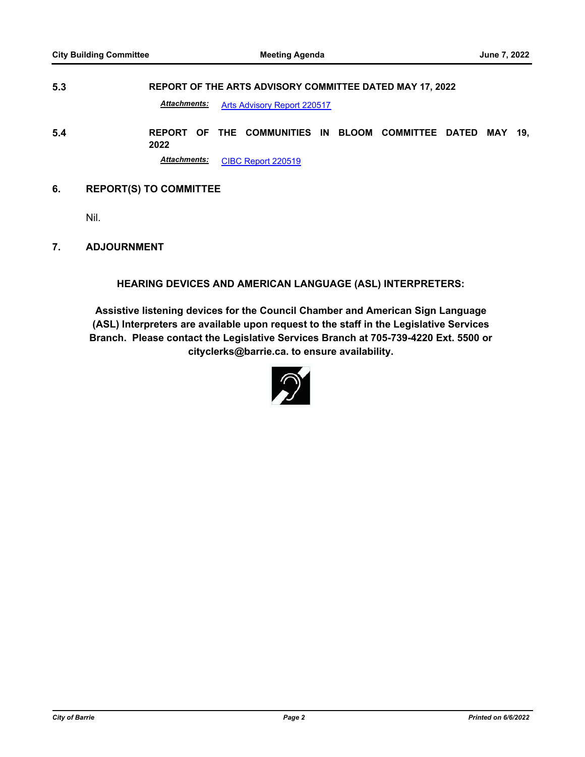**5.3** **REPORT OF THE ARTS ADVISORY COMMITTEE DATED MAY 17, 2022**

***Attachments:*** Arts Advisory Report 220517

**5.4** **REPORT OF THE COMMUNITIES IN BLOOM COMMITTEE DATED MAY 19, 2022**

***Attachments:*** CIBC Report 220519

## 6. REPORT(S) TO COMMITTEE

Nil.

## 7. ADJOURNMENT

**HEARING DEVICES AND AMERICAN LANGUAGE (ASL) INTERPRETERS:**

**Assistive listening devices for the Council Chamber and American Sign Language (ASL) Interpreters are available upon request to the staff in the Legislative Services Branch. Please contact the Legislative Services Branch at 705-739-4220 Ext. 5500 or cityclerks@barrie.ca. to ensure availability.**